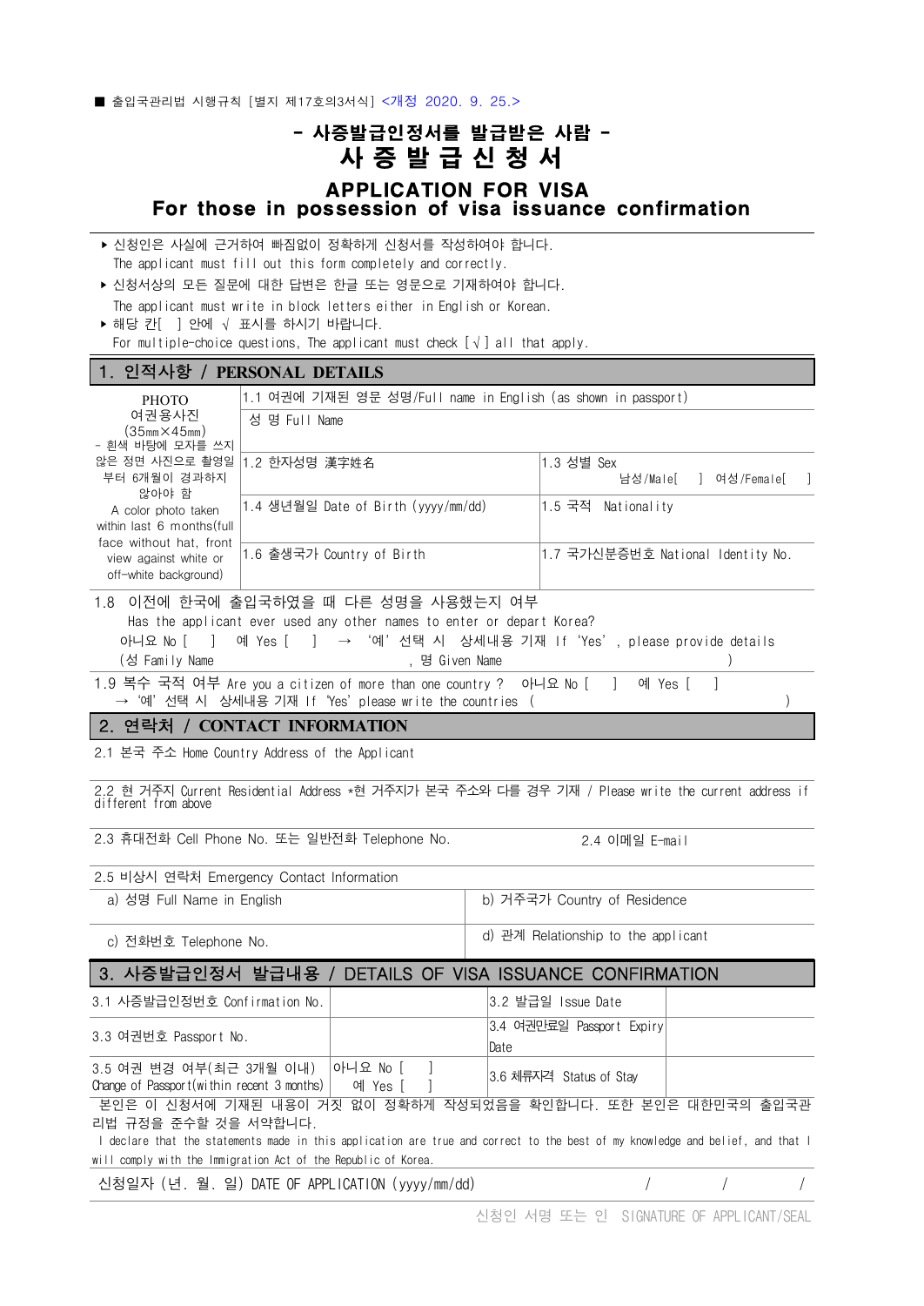■ 출입국관리법 시행규칙 [별지 제17호의3서식] <개정 2020. 9. 25.>

# - 사증발급인정서를 발급받은 사람 -
# 사 증 발 급 신 청 서
## APPLICATION FOR VISA
## For those in possession of visa issuance confirmation

- ▸ 신청인은 사실에 근거하여 빠짐없이 정확하게 신청서를 작성하여야 합니다.
  The applicant must fill out this form completely and correctly.
- ▸ 신청서상의 모든 질문에 대한 답변은 한글 또는 영문으로 기재하여야 합니다.
  The applicant must write in block letters either in English or Korean.
- ▸ 해당 칸[ ] 안에 √ 표시를 하시기 바랍니다.
  For multiple-choice questions, The applicant must check [√] all that apply.

## 1. 인적사항 / PERSONAL DETAILS

| PHOTO 여권용사진 (35㎜×45㎜) - 흰색 바탕에 모자를 쓰지 않은 정면 사진으로 촬영일부터 6개월이 경과하지 않아야 함 A color photo taken within last 6 months(full face without hat, front view against white or off-white background) | 1.1 여권에 기재된 영문 성명/Full name in English (as shown in passport) 성 명 Full Name | |
|---|---|---|
| | 1.2 한자성명 漢字姓名 | 1.3 성별 Sex 남성/Male[ ] 여성/Female[ ] |
| | 1.4 생년월일 Date of Birth (yyyy/mm/dd) | 1.5 국적 Nationality |
| | 1.6 출생국가 Country of Birth | 1.7 국가신분증번호 National Identity No. |

1.8 이전에 한국에 출입국하였을 때 다른 성명을 사용했는지 여부
Has the applicant ever used any other names to enter or depart Korea?
아니요 No [ ] 예 Yes [ ] → '예' 선택 시 상세내용 기재 If 'Yes', please provide details
(성 Family Name , 명 Given Name )

1.9 복수 국적 여부 Are you a citizen of more than one country ? 아니요 No [ ] 예 Yes [ ]
→ '예' 선택 시 상세내용 기재 If 'Yes' please write the countries ( )

## 2. 연락처 / CONTACT INFORMATION

2.1 본국 주소 Home Country Address of the Applicant

2.2 현 거주지 Current Residential Address *현 거주지가 본국 주소와 다를 경우 기재 / Please write the current address if different from above

| 2.3 휴대전화 Cell Phone No. 또는 일반전화 Telephone No. | 2.4 이메일 E-mail |
|---|---|

2.5 비상시 연락처 Emergency Contact Information

| a) 성명 Full Name in English | b) 거주국가 Country of Residence |
|---|---|
| c) 전화번호 Telephone No. | d) 관계 Relationship to the applicant |

## 3. 사증발급인정서 발급내용 / DETAILS OF VISA ISSUANCE CONFIRMATION

| 3.1 사증발급인정번호 Confirmation No. | | 3.2 발급일 Issue Date | |
|---|---|---|---|
| 3.3 여권번호 Passport No. | | 3.4 여권만료일 Passport Expiry Date | |
| 3.5 여권 변경 여부(최근 3개월 이내) Change of Passport(within recent 3 months) | 아니요 No [ ] 예 Yes [ ] | 3.6 체류자격 Status of Stay | |

본인은 이 신청서에 기재된 내용이 거짓 없이 정확하게 작성되었음을 확인합니다. 또한 본인은 대한민국의 출입국관리법 규정을 준수할 것을 서약합니다.

I declare that the statements made in this application are true and correct to the best of my knowledge and belief, and that I will comply with the Immigration Act of the Republic of Korea.

신청일자 (년. 월. 일) DATE OF APPLICATION (yyyy/mm/dd) / / /

신청인 서명 또는 인 SIGNATURE OF APPLICANT/SEAL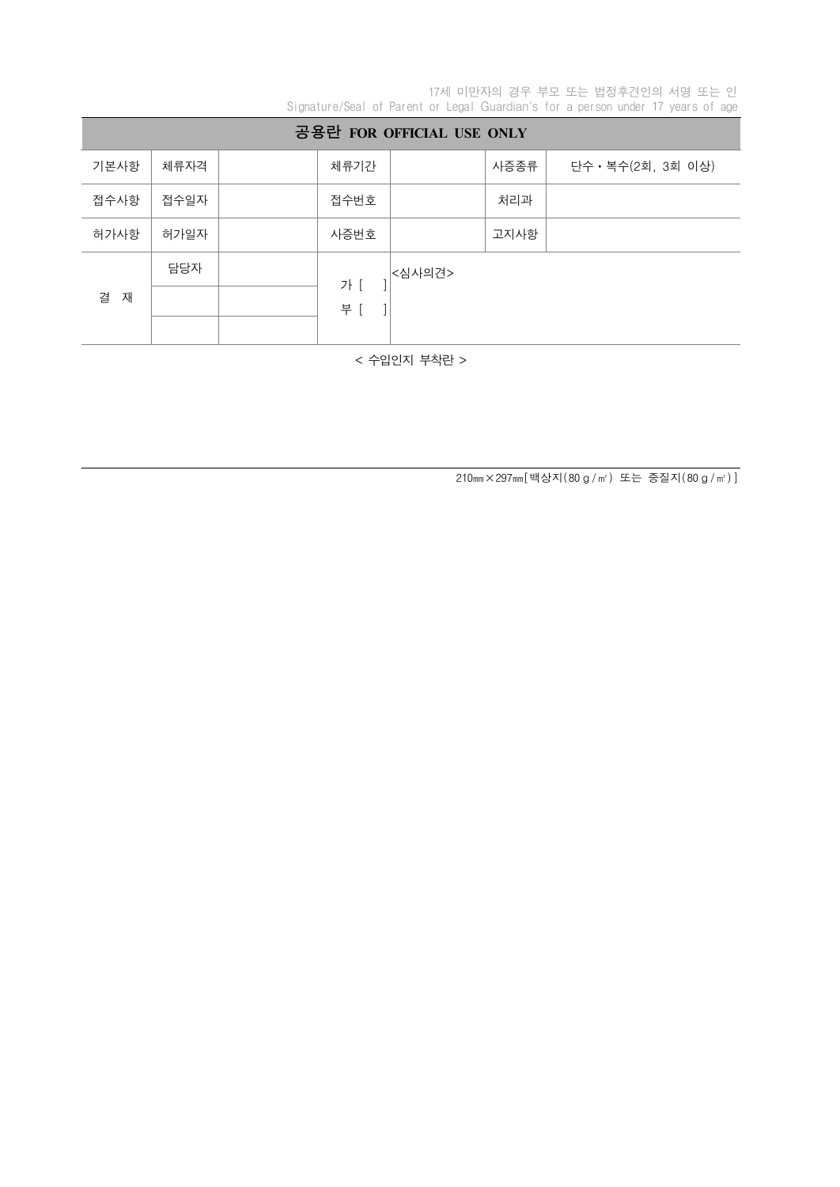17세 미만자의 경우 부모 또는 법정후견인의 서명 또는 인
Signature/Seal of Parent or Legal Guardian's for a person under 17 years of age

| 공용란 FOR OFFICIAL USE ONLY | | | | | | |
|---|---|---|---|---|---|---|
| 기본사항 | 체류자격 | | 체류기간 | | 사증종류 | 단수 · 복수(2회, 3회 이상) |
| 접수사항 | 접수일자 | | 접수번호 | | 처리과 | |
| 허가사항 | 허가일자 | | 사증번호 | | 고지사항 | |
| 결 재 | 담당자 | | 가 [ ]<br>부 [ ] | <심사의견> | | |
| | | | | | | |
| | | | | | | |

< 수입인지 부착란 >

210㎜×297㎜[백상지(80g/㎡) 또는 중질지(80g/㎡)]